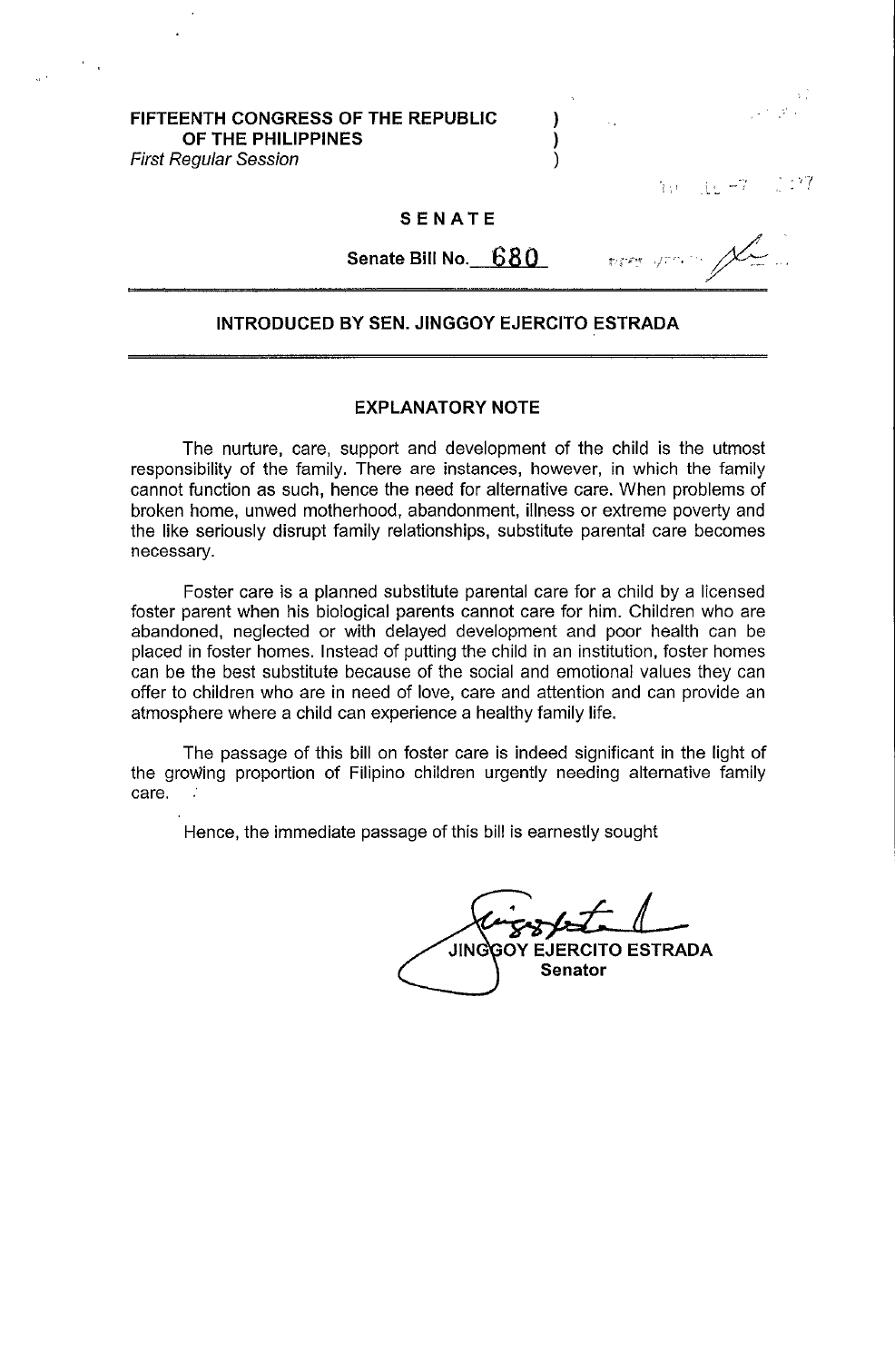FIFTEENTH CONGRESS OF THE REPUBLIC )
OF THE PHILIPPINES )
*First Regular Session* )

**SENATE**

**Senate Bill No. 680**

**INTRODUCED BY SEN. JINGGOY EJERCITO ESTRADA**

## EXPLANATORY NOTE

The nurture, care, support and development of the child is the utmost responsibility of the family. There are instances, however, in which the family cannot function as such, hence the need for alternative care. When problems of broken home, unwed motherhood, abandonment, illness or extreme poverty and the like seriously disrupt family relationships, substitute parental care becomes necessary.

Foster care is a planned substitute parental care for a child by a licensed foster parent when his biological parents cannot care for him. Children who are abandoned, neglected or with delayed development and poor health can be placed in foster homes. Instead of putting the child in an institution, foster homes can be the best substitute because of the social and emotional values they can offer to children who are in need of love, care and attention and can provide an atmosphere where a child can experience a healthy family life.

The passage of this bill on foster care is indeed significant in the light of the growing proportion of Filipino children urgently needing alternative family care.

Hence, the immediate passage of this bill is earnestly sought

**JINGGOY EJERCITO ESTRADA**
**Senator**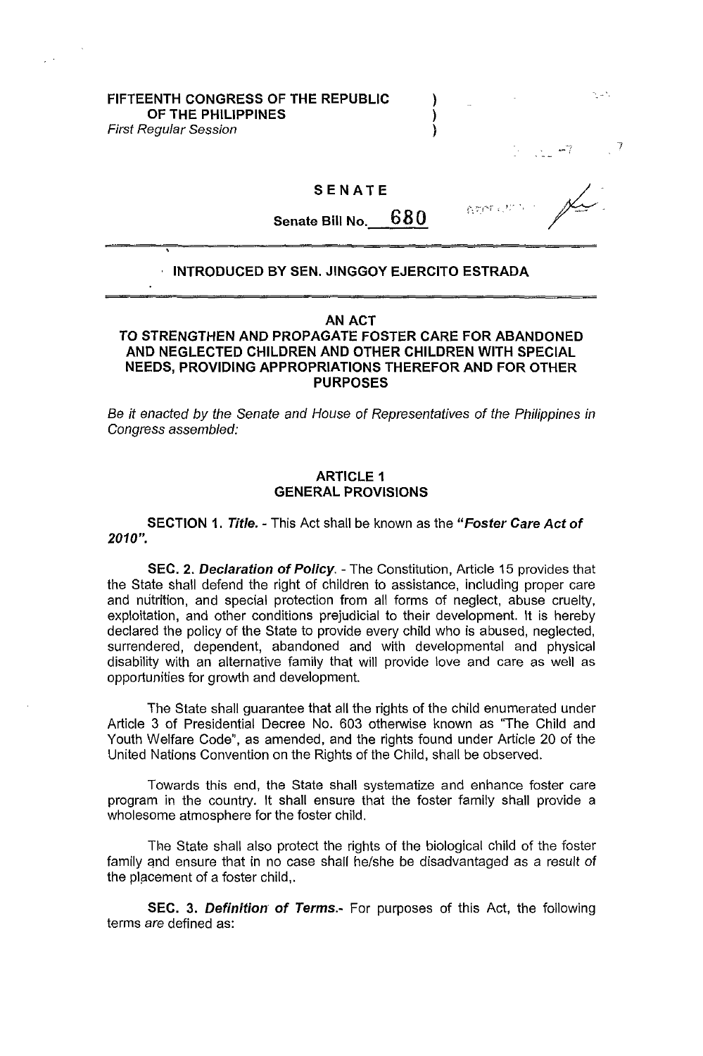**FIFTEENTH CONGRESS OF THE REPUBLIC OF THE PHILIPPINES**
*First Regular Session*

**SENATE**

**Senate Bill No. 680**

**INTRODUCED BY SEN. JINGGOY EJERCITO ESTRADA**

## AN ACT
## TO STRENGTHEN AND PROPAGATE FOSTER CARE FOR ABANDONED AND NEGLECTED CHILDREN AND OTHER CHILDREN WITH SPECIAL NEEDS, PROVIDING APPROPRIATIONS THEREFOR AND FOR OTHER PURPOSES

*Be it enacted by the Senate and House of Representatives of the Philippines in Congress assembled:*

### ARTICLE 1
### GENERAL PROVISIONS

**SECTION 1.** ***Title.*** - This Act shall be known as the ***"Foster Care Act of 2010"***.

**SEC. 2.** ***Declaration of Policy.*** - The Constitution, Article 15 provides that the State shall defend the right of children to assistance, including proper care and nutrition, and special protection from all forms of neglect, abuse cruelty, exploitation, and other conditions prejudicial to their development. It is hereby declared the policy of the State to provide every child who is abused, neglected, surrendered, dependent, abandoned and with developmental and physical disability with an alternative family that will provide love and care as well as opportunities for growth and development.

The State shall guarantee that all the rights of the child enumerated under Article 3 of Presidential Decree No. 603 otherwise known as "The Child and Youth Welfare Code", as amended, and the rights found under Article 20 of the United Nations Convention on the Rights of the Child, shall be observed.

Towards this end, the State shall systematize and enhance foster care program in the country. It shall ensure that the foster family shall provide a wholesome atmosphere for the foster child.

The State shall also protect the rights of the biological child of the foster family and ensure that in no case shall he/she be disadvantaged as a result of the placement of a foster child,.

**SEC. 3.** ***Definition of Terms.***- For purposes of this Act, the following terms are defined as: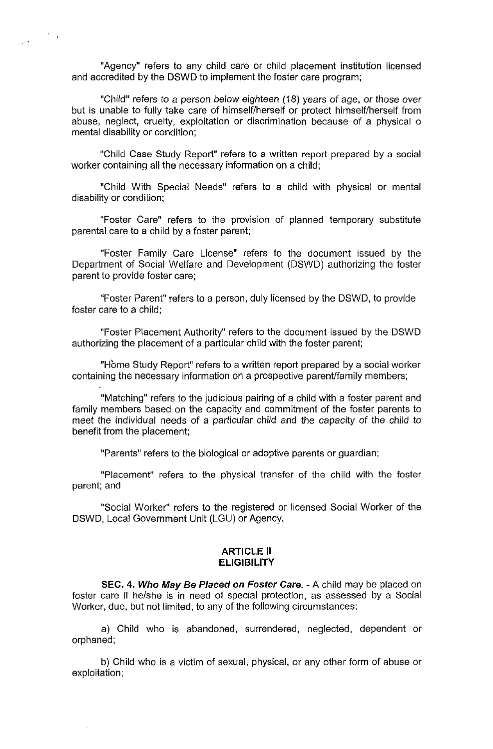"Agency" refers to any child care or child placement institution licensed and accredited by the DSWD to implement the foster care program;

"Child" *refers to a person below eighteen (18) years of age, or those over* but is unable to fully take care of himself/herself or protect himself/herself from abuse, neglect, cruelty, exploitation or discrimination because of a physical o mental disability or condition;

"Child Case Study Report" refers to a written report prepared by a social worker containing all the necessary information on a child;

"Child With Special Needs" refers to a child with physical or mental disability or condition;

"Foster Care" refers to the provision of planned temporary substitute parental care to a child by a foster parent;

"Foster Family Care License" refers to the document issued by the Department of Social Welfare and Development (DSWD) authorizing the foster parent to provide foster care;

"Foster Parent" refers to a person, duly licensed by the DSWD, to provide foster care to a child;

"Foster Placement Authority" refers to the document issued by the DSWD authorizing the placement of a particular child with the foster parent;

"Home Study Report" refers to a written report prepared by a social worker containing the necessary information on a prospective parent/family members;

"Matching" refers to the judicious pairing of a child with a foster parent and family members based on the capacity and commitment of the foster parents to meet the individual needs of a particular child and the capacity of the child to benefit from the placement;

"Parents" refers to the biological or adoptive parents or guardian;

"Placement" refers to the physical transfer of the child with the foster parent; and

"Social Worker" refers to the registered or licensed Social Worker of the DSWD, Local Government Unit (LGU) or Agency.

## ARTICLE II
## ELIGIBILITY

**SEC. 4. *Who May Be Placed on Foster Care.*** - A child may be placed on foster care if he/she is in need of special protection, as assessed by a Social Worker, due, but not limited, to any of the following circumstances:

a) Child who is abandoned, surrendered, neglected, dependent or orphaned;

b) Child who is a victim of sexual, physical, or any other form of abuse or exploitation;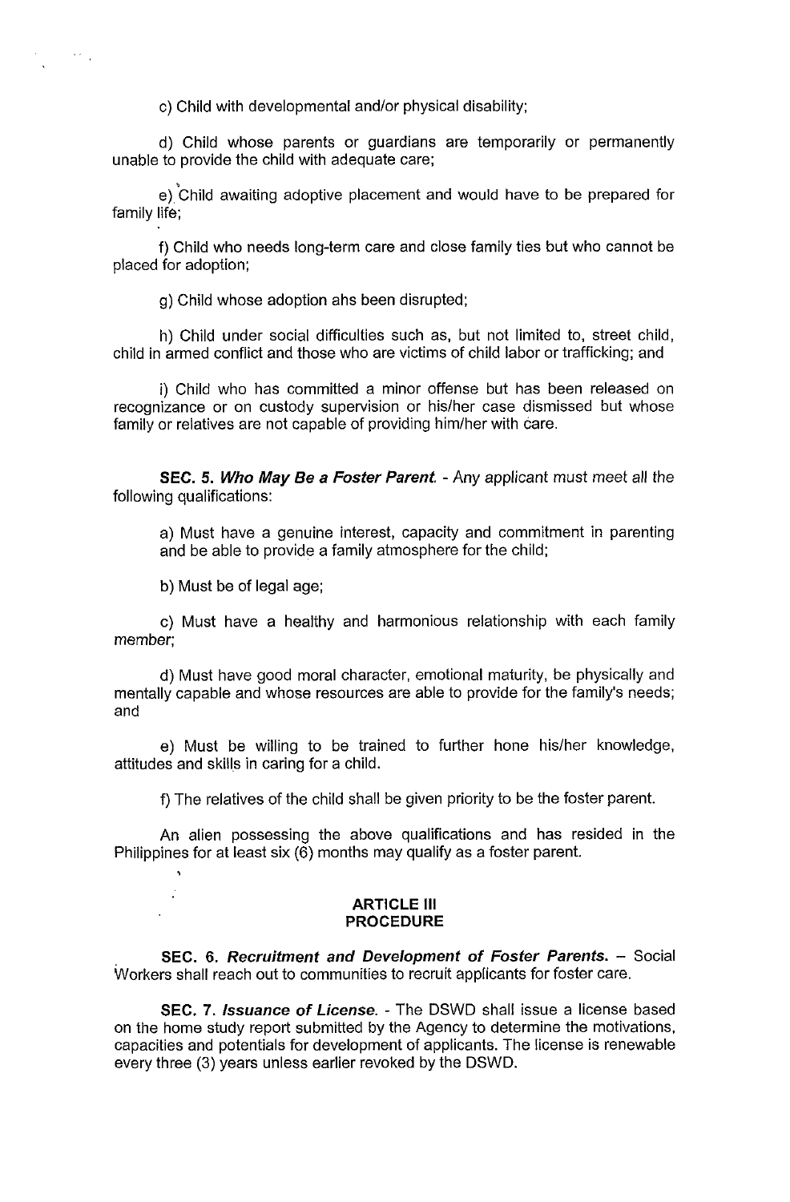c) Child with developmental and/or physical disability;

d) Child whose parents or guardians are temporarily or permanently unable to provide the child with adequate care;

e) Child awaiting adoptive placement and would have to be prepared for family life;

f) Child who needs long-term care and close family ties but who cannot be placed for adoption;

g) Child whose adoption ahs been disrupted;

h) Child under social difficulties such as, but not limited to, street child, child in armed conflict and those who are victims of child labor or trafficking; and

i) Child who has committed a minor offense but has been released on recognizance or on custody supervision or his/her case dismissed but whose family or relatives are not capable of providing him/her with care.

**SEC. 5. *Who May Be a Foster Parent.*** - Any applicant must meet all the following qualifications:

a) Must have a genuine interest, capacity and commitment in parenting and be able to provide a family atmosphere for the child;

b) Must be of legal age;

c) Must have a healthy and harmonious relationship with each family member;

d) Must have good moral character, emotional maturity, be physically and mentally capable and whose resources are able to provide for the family's needs; and

e) Must be willing to be trained to further hone his/her knowledge, attitudes and skills in caring for a child.

f) The relatives of the child shall be given priority to be the foster parent.

An alien possessing the above qualifications and has resided in the Philippines for at least six (6) months may qualify as a foster parent.

## ARTICLE III
## PROCEDURE

**SEC. 6. *Recruitment and Development of Foster Parents.*** – Social Workers shall reach out to communities to recruit applicants for foster care.

**SEC. 7. *Issuance of License.*** - The DSWD shall issue a license based on the home study report submitted by the Agency to determine the motivations, capacities and potentials for development of applicants. The license is renewable every three (3) years unless earlier revoked by the DSWD.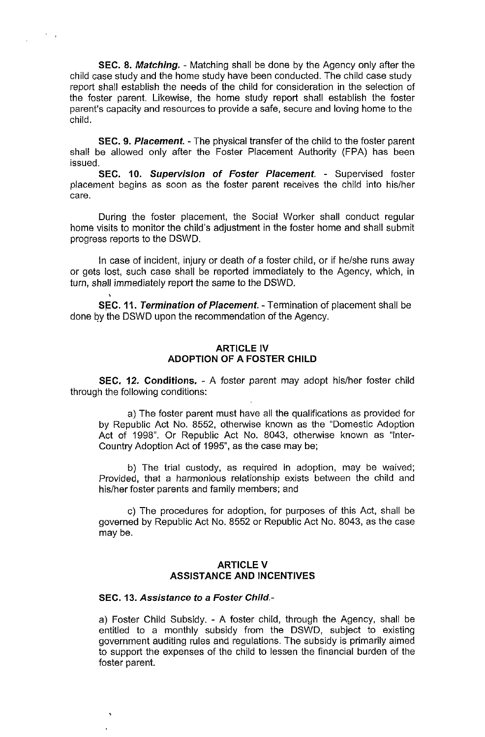**SEC. 8. *Matching.*** - Matching shall be done by the Agency only after the child case study and the home study have been conducted. The child case study report shall establish the needs of the child for consideration in the selection of the foster parent. Likewise, the home study report shall establish the foster parent's capacity and resources to provide a safe, secure and loving home to the child.

**SEC. 9. *Placement.*** - The physical transfer of the child to the foster parent shall be allowed only after the Foster Placement Authority (FPA) has been issued.

**SEC. 10. *Supervision of Foster Placement.*** - Supervised foster placement begins as soon as the foster parent receives the child into his/her care.

During the foster placement, the Social Worker shall conduct regular home visits to monitor the child's adjustment in the foster home and shall submit progress reports to the DSWD.

In case of incident, injury or death of a foster child, or if he/she runs away or gets lost, such case shall be reported immediately to the Agency, which, in turn, shall immediately report the same to the DSWD.

**SEC. 11. *Termination of Placement.*** - Termination of placement shall be done by the DSWD upon the recommendation of the Agency.

## ARTICLE IV
## ADOPTION OF A FOSTER CHILD

**SEC. 12. Conditions.** - A foster parent may adopt his/her foster child through the following conditions:

a) The foster parent must have all the qualifications as provided for by Republic Act No. 8552, otherwise known as the "Domestic Adoption Act of 1998". Or Republic Act No. 8043, otherwise known as "Inter-Country Adoption Act of 1995", as the case may be;

b) The trial custody, as required in adoption, may be waived; Provided, that a harmonious relationship exists between the child and his/her foster parents and family members; and

c) The procedures for adoption, for purposes of this Act, shall be governed by Republic Act No. 8552 or Republic Act No. 8043, as the case may be.

## ARTICLE V
## ASSISTANCE AND INCENTIVES

**SEC. 13. *Assistance to a Foster Child.***-

a) Foster Child Subsidy. - A foster child, through the Agency, shall be entitled to a monthly subsidy from the DSWD, subject to existing government auditing rules and regulations. The subsidy is primarily aimed to support the expenses of the child to lessen the financial burden of the foster parent.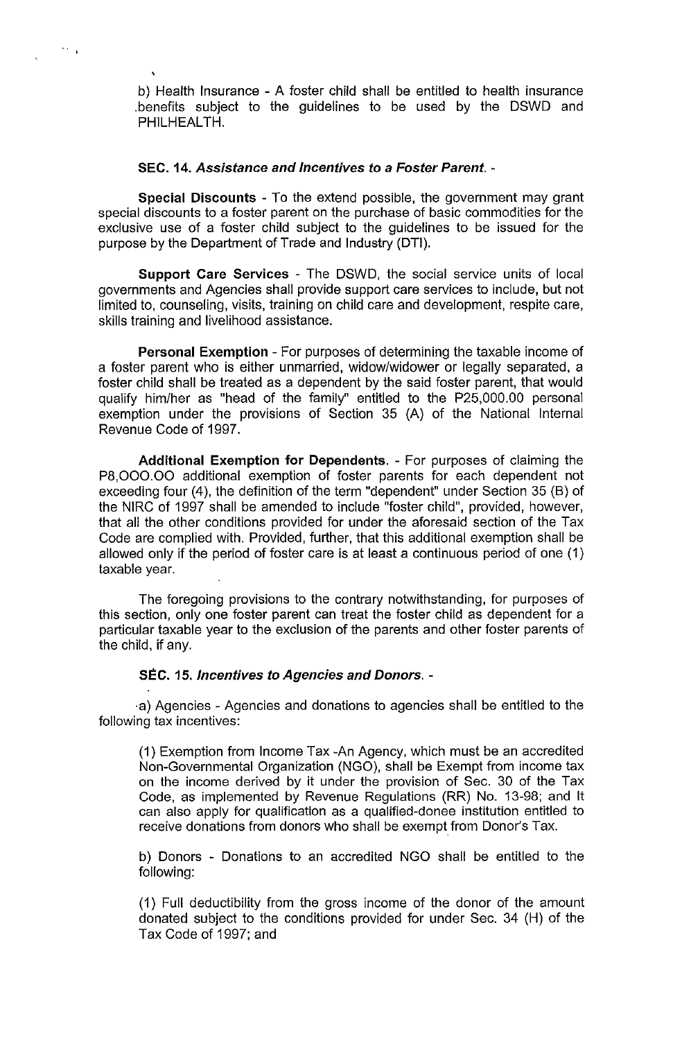b) Health Insurance - A foster child shall be entitled to health insurance benefits subject to the guidelines to be used by the DSWD and PHILHEALTH.

**SEC. 14. *Assistance and Incentives to a Foster Parent.*** -

**Special Discounts** - To the extend possible, the government may grant special discounts to a foster parent on the purchase of basic commodities for the exclusive use of a foster child subject to the guidelines to be issued for the purpose by the Department of Trade and Industry (DTI).

**Support Care Services** - The DSWD, the social service units of local governments and Agencies shall provide support care services to include, but not limited to, counseling, visits, training on child care and development, respite care, skills training and livelihood assistance.

**Personal Exemption** - For purposes of determining the taxable income of a foster parent who is either unmarried, widow/widower or legally separated, a foster child shall be treated as a dependent by the said foster parent, that would qualify him/her as "head of the family" entitled to the P25,000.00 personal exemption under the provisions of Section 35 (A) of the National Internal Revenue Code of 1997.

**Additional Exemption for Dependents.** - For purposes of claiming the P8,OOO.OO additional exemption of foster parents for each dependent not exceeding four (4), the definition of the term "dependent" under Section 35 (B) of the NIRC of 1997 shall be amended to include "foster child", provided, however, that all the other conditions provided for under the aforesaid section of the Tax Code are complied with. Provided, further, that this additional exemption shall be allowed only if the period of foster care is at least a continuous period of one (1) taxable year.

The foregoing provisions to the contrary notwithstanding, for purposes of this section, only one foster parent can treat the foster child as dependent for a particular taxable year to the exclusion of the parents and other foster parents of the child, if any.

**SEC. 15. *Incentives to Agencies and Donors.*** -

a) Agencies - Agencies and donations to agencies shall be entitled to the following tax incentives:

(1) Exemption from Income Tax -An Agency, which must be an accredited Non-Governmental Organization (NGO), shall be Exempt from income tax on the income derived by it under the provision of Sec. 30 of the Tax Code, as implemented by Revenue Regulations (RR) No. 13-98; and It can also apply for qualification as a qualified-donee institution entitled to receive donations from donors who shall be exempt from Donor's Tax.

b) Donors - Donations to an accredited NGO shall be entitled to the following:

(1) Full deductibility from the gross income of the donor of the amount donated subject to the conditions provided for under Sec. 34 (H) of the Tax Code of 1997; and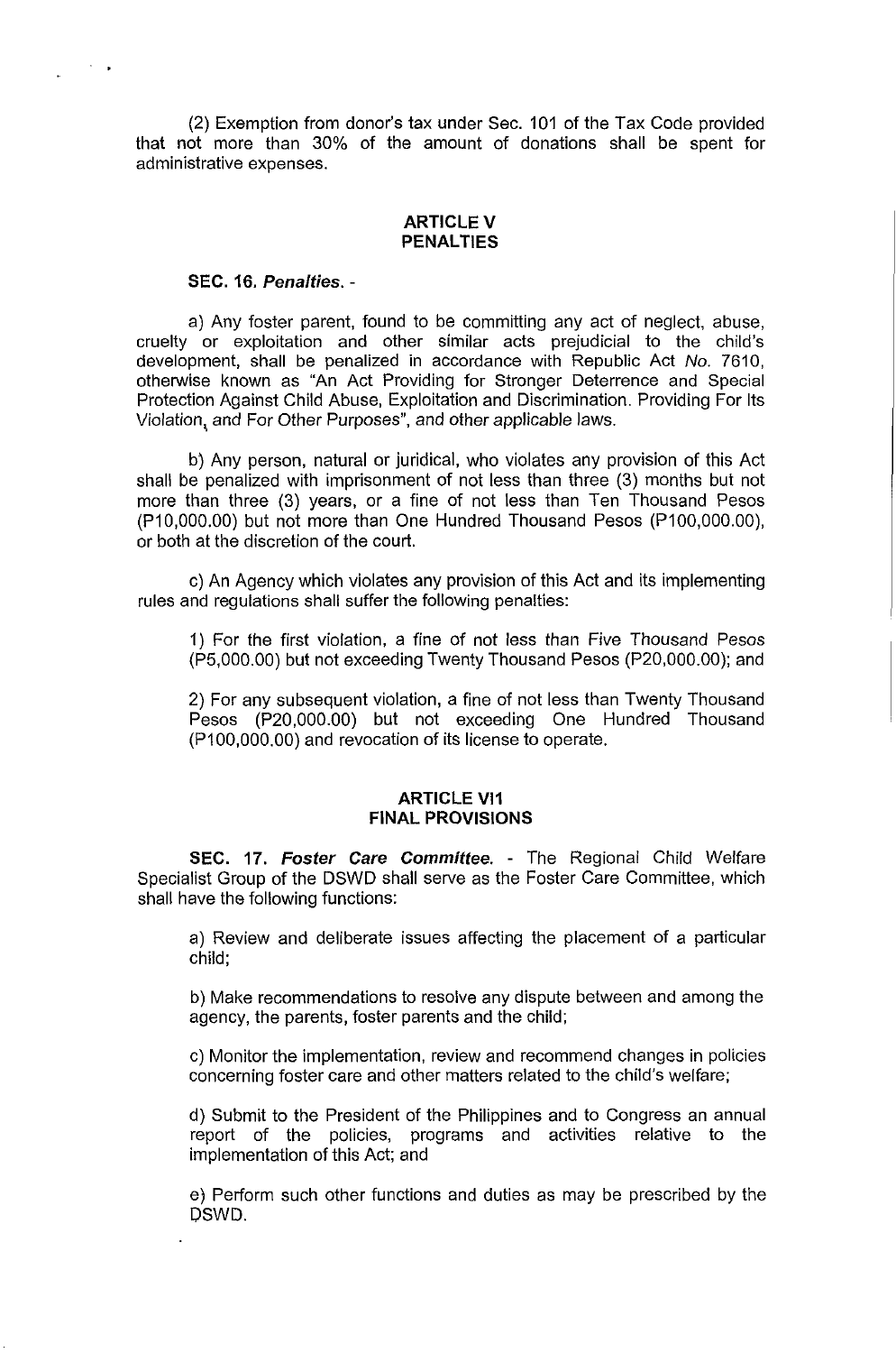(2) Exemption from donor's tax under Sec. 101 of the Tax Code provided that not more than 30% of the amount of donations shall be spent for administrative expenses.

## ARTICLE V
## PENALTIES

**SEC. 16. *Penalties.*** -

a) Any foster parent, found to be committing any act of neglect, abuse, cruelty or exploitation and other similar acts prejudicial to the child's development, shall be penalized in accordance with Republic Act No. 7610, otherwise known as "An Act Providing for Stronger Deterrence and Special Protection Against Child Abuse, Exploitation and Discrimination. Providing For Its Violation, and For Other Purposes", and other applicable laws.

b) Any person, natural or juridical, who violates any provision of this Act shall be penalized with imprisonment of not less than three (3) months but not more than three (3) years, or a fine of not less than Ten Thousand Pesos (P10,000.00) but not more than One Hundred Thousand Pesos (P100,000.00), or both at the discretion of the court.

c) An Agency which violates any provision of this Act and its implementing rules and regulations shall suffer the following penalties:

1) For the first violation, a fine of not less than Five Thousand Pesos (P5,000.00) but not exceeding Twenty Thousand Pesos (P20,000.00); and

2) For any subsequent violation, a fine of not less than Twenty Thousand Pesos (P20,000.00) but not exceeding One Hundred Thousand (P100,000.00) and revocation of its license to operate.

## ARTICLE VI1
## FINAL PROVISIONS

**SEC. 17. *Foster Care Committee.*** - The Regional Child Welfare Specialist Group of the DSWD shall serve as the Foster Care Committee, which shall have the following functions:

a) Review and deliberate issues affecting the placement of a particular child;

b) Make recommendations to resolve any dispute between and among the agency, the parents, foster parents and the child;

c) Monitor the implementation, review and recommend changes in policies concerning foster care and other matters related to the child's welfare;

d) Submit to the President of the Philippines and to Congress an annual report of the policies, programs and activities relative to the implementation of this Act; and

e) Perform such other functions and duties as may be prescribed by the DSWD.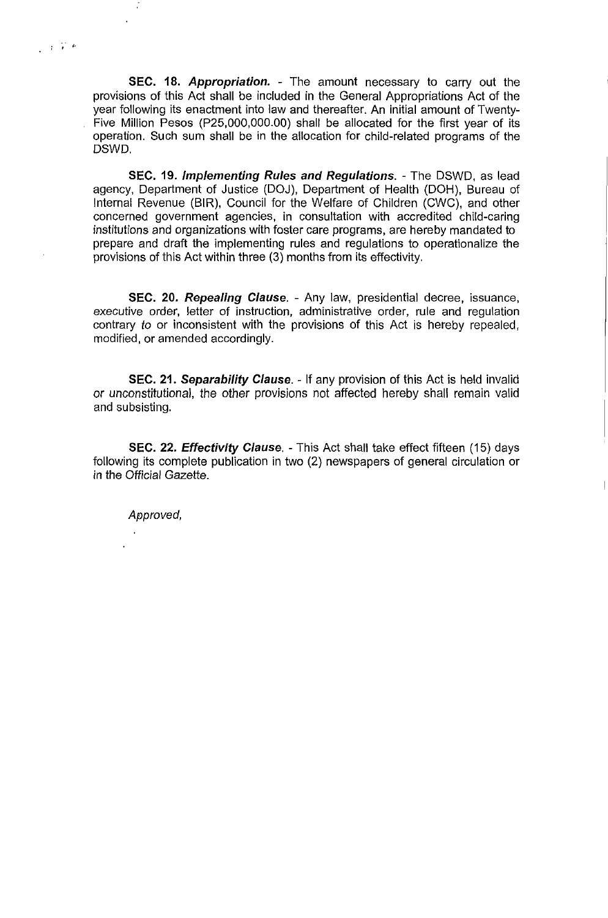**SEC. 18. *Appropriation.*** - The amount necessary to carry out the provisions of this Act shall be included in the General Appropriations Act of the year following its enactment into law and thereafter. An initial amount of Twenty-Five Million Pesos (P25,000,000.00) shall be allocated for the first year of its operation. Such sum shall be in the allocation for child-related programs of the DSWD.

**SEC. 19. *Implementing Rules and Regulations.*** - The DSWD, as lead agency, Department of Justice (DOJ), Department of Health (DOH), Bureau of Internal Revenue (BIR), Council for the Welfare of Children (CWC), and other concerned government agencies, in consultation with accredited child-caring institutions and organizations with foster care programs, are hereby mandated to prepare and draft the implementing rules and regulations to operationalize the provisions of this Act within three (3) months from its effectivity.

**SEC. 20. *Repealing Clause.*** - Any law, presidential decree, issuance, executive order, letter of instruction, administrative order, rule and regulation contrary to or inconsistent with the provisions of this Act is hereby repealed, modified, or amended accordingly.

**SEC. 21. *Separability Clause.*** - If any provision of this Act is held invalid or unconstitutional, the other provisions not affected hereby shall remain valid and subsisting.

**SEC. 22. *Effectivity Clause.*** - This Act shall take effect fifteen (15) days following its complete publication in two (2) newspapers of general circulation or in the Official Gazette.

*Approved,*